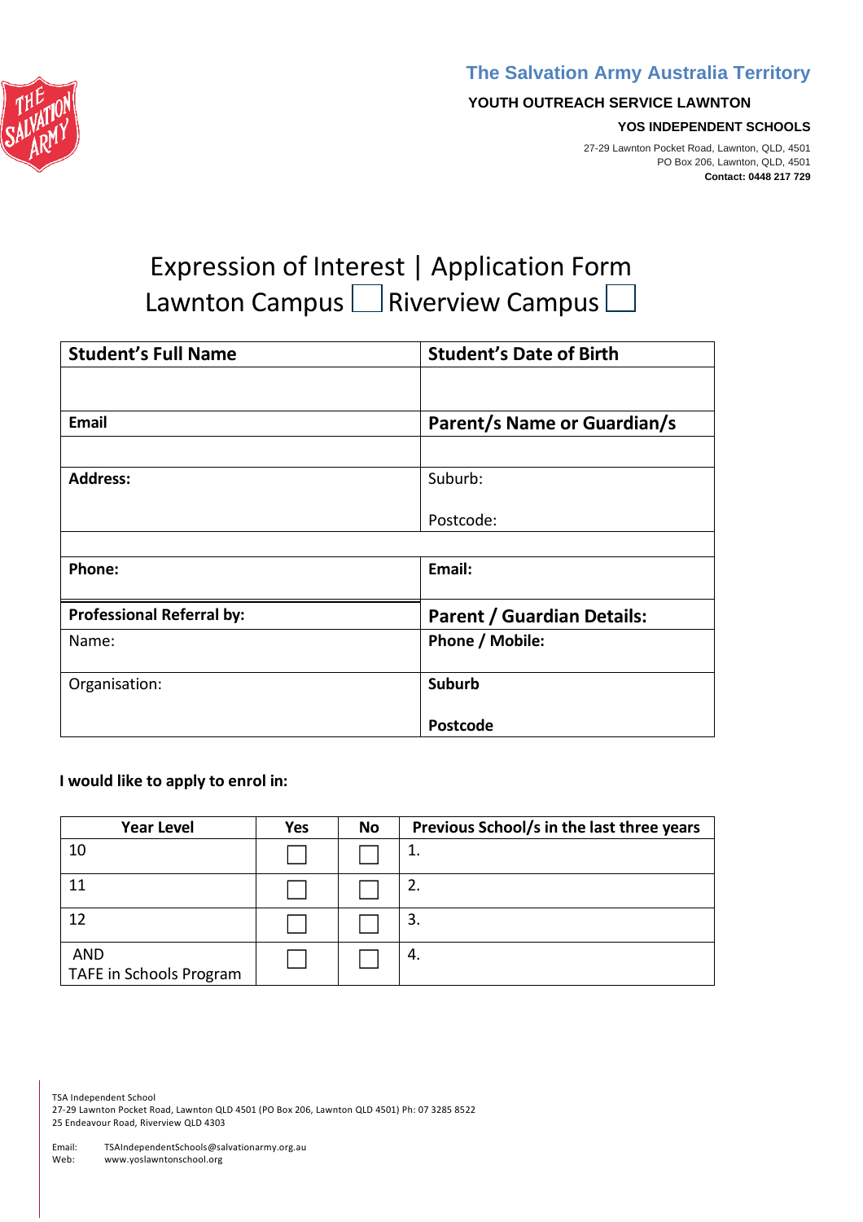**The Salvation Army Australia Territory**

**YOUTH OUTREACH SERVICE LAWNTON**

**YOS INDEPENDENT SCHOOLS**

27-29 Lawnton Pocket Road, Lawnton, QLD, 4501
PO Box 206, Lawnton, QLD, 4501
**Contact: 0448 217 729**

# Expression of Interest | Application Form

## Lawnton Campus ☐ Riverview Campus ☐

| **Student's Full Name** | **Student's Date of Birth** |
|---|---|
| | |
| **Email** | **Parent/s Name or Guardian/s** |
| | |
| **Address:** | Suburb:<br><br>Postcode: |
| | |
| **Phone:** | **Email:** |
| **Professional Referral by:** | **Parent / Guardian Details:** |
| Name: | **Phone / Mobile:** |
| Organisation: | **Suburb**<br><br>**Postcode** |

**I would like to apply to enrol in:**

| Year Level | Yes | No | Previous School/s in the last three years |
|---|---|---|---|
| 10 | ☐ | ☐ | 1. |
| 11 | ☐ | ☐ | 2. |
| 12 | ☐ | ☐ | 3. |
| AND<br>TAFE in Schools Program | ☐ | ☐ | 4. |

TSA Independent School
27-29 Lawnton Pocket Road, Lawnton QLD 4501 (PO Box 206, Lawnton QLD 4501) Ph: 07 3285 8522
25 Endeavour Road, Riverview QLD 4303

Email: TSAIndependentSchools@salvationarmy.org.au
Web: www.yoslawntonschool.org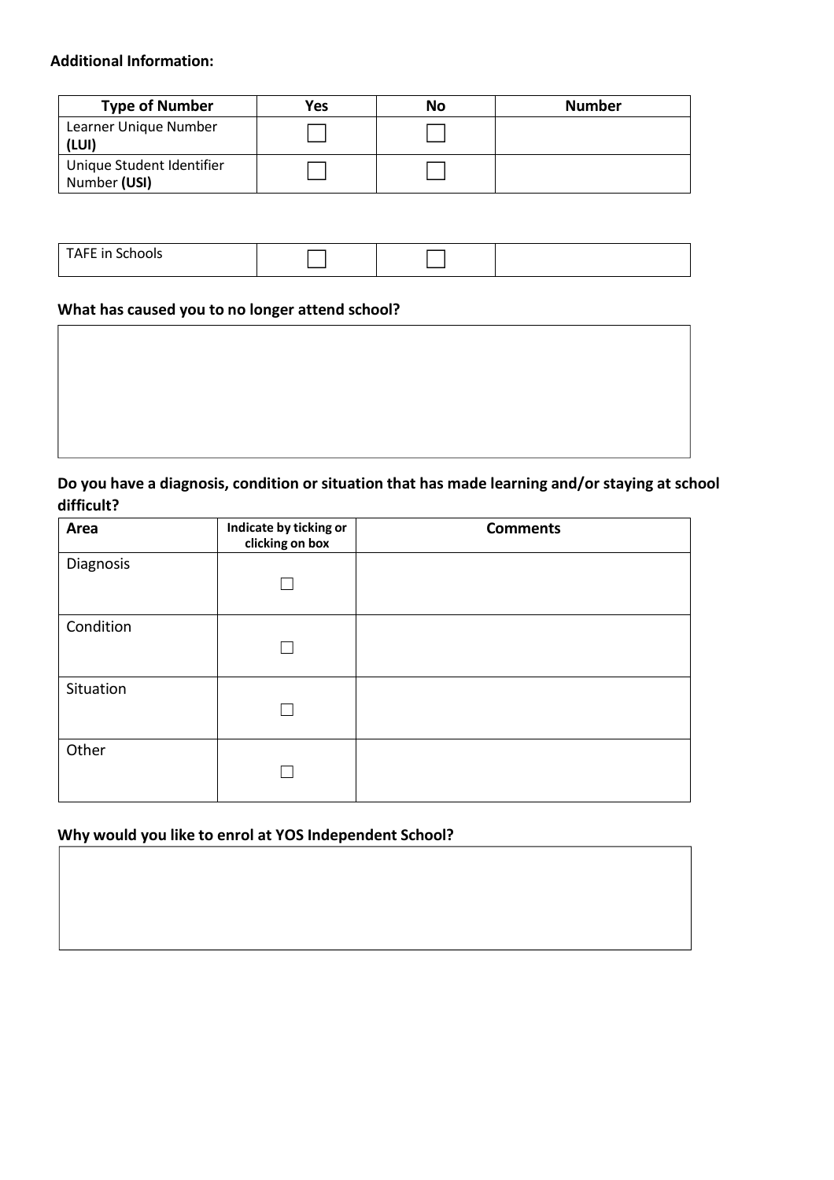**Additional Information:**

| Type of Number | Yes | No | Number |
|---|---|---|---|
| Learner Unique Number **(LUI)** | ☐ | ☐ | |
| Unique Student Identifier Number **(USI)** | ☐ | ☐ | |

| TAFE in Schools | ☐ | ☐ | |
|---|---|---|---|

**What has caused you to no longer attend school?**

| |
|---|
| |

**Do you have a diagnosis, condition or situation that has made learning and/or staying at school difficult?**

| Area | Indicate by ticking or clicking on box | Comments |
|---|---|---|
| Diagnosis | ☐ | |
| Condition | ☐ | |
| Situation | ☐ | |
| Other | ☐ | |

**Why would you like to enrol at YOS Independent School?**

| |
|---|
| |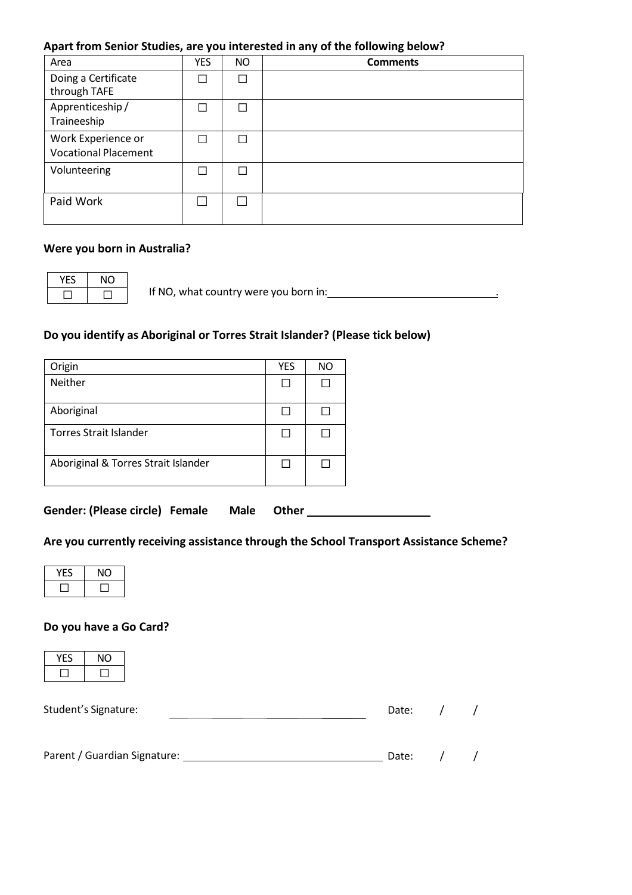**Apart from Senior Studies, are you interested in any of the following below?**

| Area | YES | NO | **Comments** |
|---|---|---|---|
| Doing a Certificate through TAFE | ☐ | ☐ | |
| Apprenticeship / Traineeship | ☐ | ☐ | |
| Work Experience or Vocational Placement | ☐ | ☐ | |
| Volunteering | ☐ | ☐ | |
| Paid Work | ☐ | ☐ | |

**Were you born in Australia?**

| YES | NO |
|---|---|
| ☐ | ☐ |

If NO, what country were you born in: ______________________________.

**Do you identify as Aboriginal or Torres Strait Islander? (Please tick below)**

| Origin | YES | NO |
|---|---|---|
| Neither | ☐ | ☐ |
| Aboriginal | ☐ | ☐ |
| Torres Strait Islander | ☐ | ☐ |
| Aboriginal & Torres Strait Islander | ☐ | ☐ |

**Gender: (Please circle) Female Male Other ____________________**

**Are you currently receiving assistance through the School Transport Assistance Scheme?**

| YES | NO |
|---|---|
| ☐ | ☐ |

**Do you have a Go Card?**

| YES | NO |
|---|---|
| ☐ | ☐ |

Student's Signature: ______________________________ Date: / /

Parent / Guardian Signature: ______________________________ Date: / /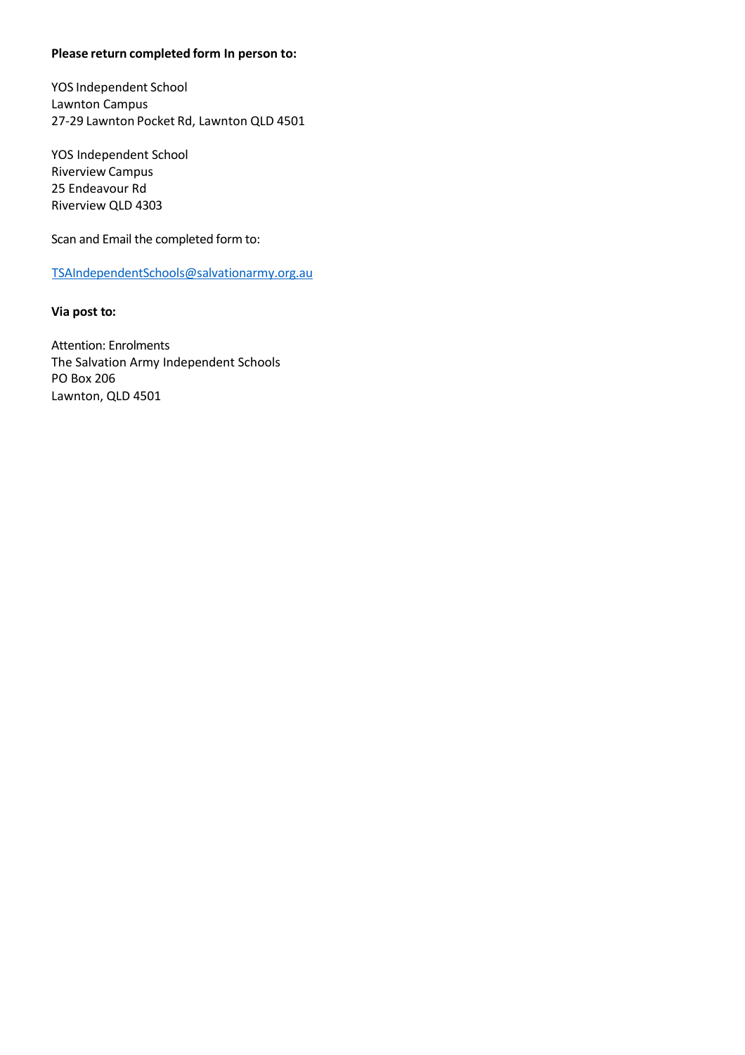**Please return completed form In person to:**

YOS Independent School
Lawnton Campus
27-29 Lawnton Pocket Rd, Lawnton QLD 4501

YOS Independent School
Riverview Campus
25 Endeavour Rd
Riverview QLD 4303

Scan and Email the completed form to:

TSAIndependentSchools@salvationarmy.org.au

**Via post to:**

Attention: Enrolments
The Salvation Army Independent Schools
PO Box 206
Lawnton, QLD 4501